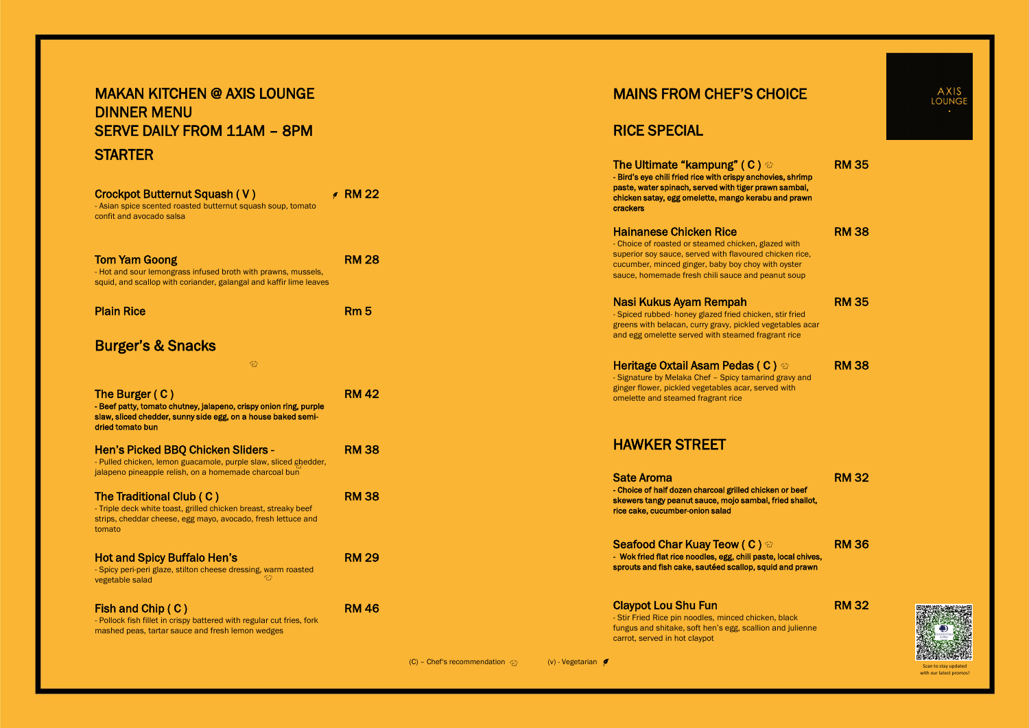# MAKAN KITCHEN @ AXIS LOUNGE
# DINNER MENU
# SERVE DAILY FROM 11AM – 8PM

## STARTER

**Crockpot Butternut Squash ( V )** — RM 22
- Asian spice scented roasted butternut squash soup, tomato confit and avocado salsa

**Tom Yam Goong** — RM 28
- Hot and sour lemongrass infused broth with prawns, mussels, squid, and scallop with coriander, galangal and kaffir lime leaves

**Plain Rice** — Rm 5

## Burger's & Snacks

**The Burger ( C )** — RM 42
**- Beef patty, tomato chutney, jalapeno, crispy onion ring, purple slaw, sliced chedder, sunny side egg, on a house baked semi-dried tomato bun**

**Hen's Picked BBQ Chicken Sliders -** — RM 38
- Pulled chicken, lemon guacamole, purple slaw, sliced chedder, jalapeno pineapple relish, on a homemade charcoal bun

**The Traditional Club ( C )** — RM 38
- Triple deck white toast, grilled chicken breast, streaky beef strips, cheddar cheese, egg mayo, avocado, fresh lettuce and tomato

**Hot and Spicy Buffalo Hen's** — RM 29
- Spicy peri-peri glaze, stilton cheese dressing, warm roasted vegetable salad

**Fish and Chip ( C )** — RM 46
- Pollock fish fillet in crispy battered with regular cut fries, fork mashed peas, tartar sauce and fresh lemon wedges

# MAINS FROM CHEF'S CHOICE

## RICE SPECIAL

**The Ultimate "kampung" ( C )** — RM 35
**- Bird's eye chili fried rice with crispy anchovies, shrimp paste, water spinach, served with tiger prawn sambal, chicken satay, egg omelette, mango kerabu and prawn crackers**

**Hainanese Chicken Rice** — RM 38
- Choice of roasted or steamed chicken, glazed with superior soy sauce, served with flavoured chicken rice, cucumber, minced ginger, baby boy choy with oyster sauce, homemade fresh chili sauce and peanut soup

**Nasi Kukus Ayam Rempah** — RM 35
- Spiced rubbed- honey glazed fried chicken, stir fried greens with belacan, curry gravy, pickled vegetables acar and egg omelette served with steamed fragrant rice

**Heritage Oxtail Asam Pedas ( C )** — RM 38
- Signature by Melaka Chef – Spicy tamarind gravy and ginger flower, pickled vegetables acar, served with omelette and steamed fragrant rice

## HAWKER STREET

**Sate Aroma** — RM 32
**- Choice of half dozen charcoal grilled chicken or beef skewers tangy peanut sauce, mojo sambal, fried shallot, rice cake, cucumber-onion salad**

**Seafood Char Kuay Teow ( C )** — RM 36
**- Wok fried flat rice noodles, egg, chili paste, local chives, sprouts and fish cake, sautéed scallop, squid and prawn**

**Claypot Lou Shu Fun** — RM 32
- Stir Fried Rice pin noodles, minced chicken, black fungus and shitake, soft hen's egg, scallion and julienne carrot, served in hot claypot

(C) – Chef's recommendation    (v) - Vegetarian

AXIS LOUNGE

Scan to stay updated with our latest promos!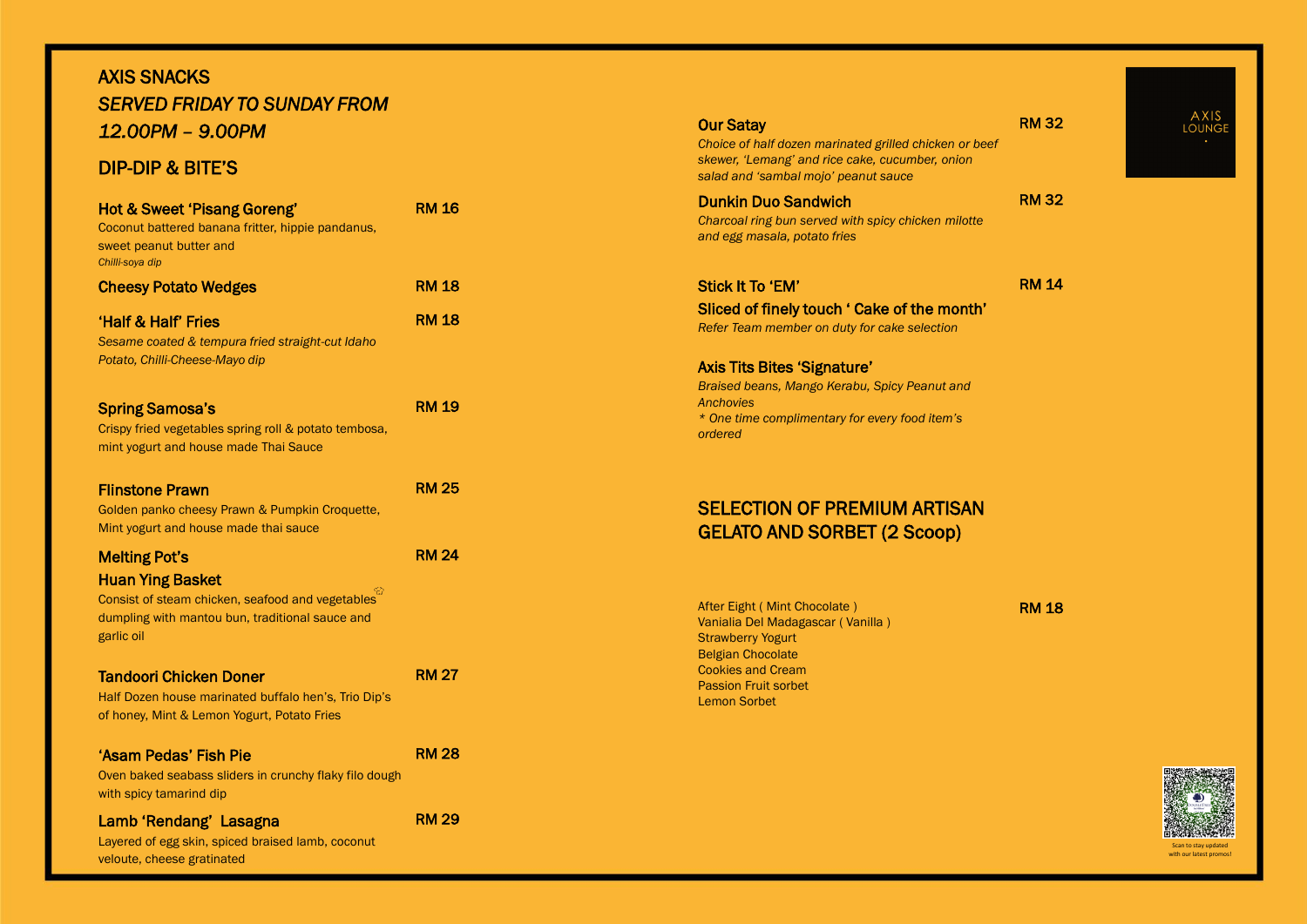# AXIS SNACKS

*SERVED FRIDAY TO SUNDAY FROM 12.00PM – 9.00PM*

## DIP-DIP & BITE'S

**Hot & Sweet 'Pisang Goreng'** — RM 16
Coconut battered banana fritter, hippie pandanus, sweet peanut butter and
*Chilli-soya dip*

**Cheesy Potato Wedges** — RM 18

**'Half & Half' Fries** — RM 18
*Sesame coated & tempura fried straight-cut Idaho Potato, Chilli-Cheese-Mayo dip*

**Spring Samosa's** — RM 19
Crispy fried vegetables spring roll & potato tembosa, mint yogurt and house made Thai Sauce

**Flinstone Prawn** — RM 25
Golden panko cheesy Prawn & Pumpkin Croquette, Mint yogurt and house made thai sauce

**Melting Pot's Huan Ying Basket** — RM 24
Consist of steam chicken, seafood and vegetables dumpling with mantou bun, traditional sauce and garlic oil

**Tandoori Chicken Doner** — RM 27
Half Dozen house marinated buffalo hen's, Trio Dip's of honey, Mint & Lemon Yogurt, Potato Fries

**'Asam Pedas' Fish Pie** — RM 28
Oven baked seabass sliders in crunchy flaky filo dough with spicy tamarind dip

**Lamb 'Rendang' Lasagna** — RM 29
Layered of egg skin, spiced braised lamb, coconut veloute, cheese gratinated

**Our Satay** — RM 32
*Choice of half dozen marinated grilled chicken or beef skewer, 'Lemang' and rice cake, cucumber, onion salad and 'sambal mojo' peanut sauce*

**Dunkin Duo Sandwich** — RM 32
*Charcoal ring bun served with spicy chicken milotte and egg masala, potato fries*

**Stick It To 'EM'** — RM 14

**Sliced of finely touch ' Cake of the month'**
*Refer Team member on duty for cake selection*

**Axis Tits Bites 'Signature'**
*Braised beans, Mango Kerabu, Spicy Peanut and Anchovies*
** One time complimentary for every food item's ordered*

## SELECTION OF PREMIUM ARTISAN GELATO AND SORBET (2 Scoop)

RM 18

- After Eight ( Mint Chocolate )
- Vanialia Del Madagascar ( Vanilla )
- Strawberry Yogurt
- Belgian Chocolate
- Cookies and Cream
- Passion Fruit sorbet
- Lemon Sorbet

AXIS LOUNGE

Scan to stay updated with our latest promos!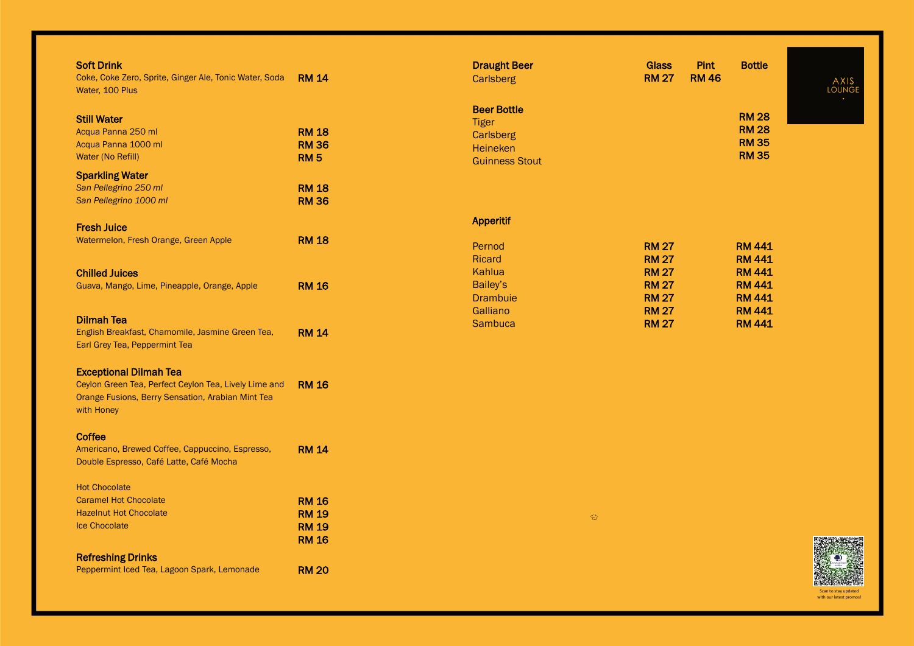**Soft Drink**
Coke, Coke Zero, Sprite, Ginger Ale, Tonic Water, Soda Water, 100 Plus — **RM 14**

**Still Water**

| | |
|---|---|
| Acqua Panna 250 ml | **RM 18** |
| Acqua Panna 1000 ml | **RM 36** |
| Water (No Refill) | **RM 5** |

**Sparkling Water**

| | |
|---|---|
| *San Pellegrino 250 ml* | **RM 18** |
| *San Pellegrino 1000 ml* | **RM 36** |

**Fresh Juice**
Watermelon, Fresh Orange, Green Apple — **RM 18**

**Chilled Juices**
Guava, Mango, Lime, Pineapple, Orange, Apple — **RM 16**

**Dilmah Tea**
English Breakfast, Chamomile, Jasmine Green Tea, Earl Grey Tea, Peppermint Tea — **RM 14**

**Exceptional Dilmah Tea**
Ceylon Green Tea, Perfect Ceylon Tea, Lively Lime and Orange Fusions, Berry Sensation, Arabian Mint Tea with Honey — **RM 16**

**Coffee**
Americano, Brewed Coffee, Cappuccino, Espresso, Double Espresso, Café Latte, Café Mocha — **RM 14**

| | |
|---|---|
| Hot Chocolate | **RM 16** |
| Caramel Hot Chocolate | **RM 19** |
| Hazelnut Hot Chocolate | **RM 19** |
| Ice Chocolate | **RM 16** |

**Refreshing Drinks**
Peppermint Iced Tea, Lagoon Spark, Lemonade — **RM 20**

| **Draught Beer** | **Glass** | **Pint** | **Bottle** |
|---|---|---|---|
| Carlsberg | **RM 27** | **RM 46** | |

| **Beer Bottle** | **Bottle** |
|---|---|
| Tiger | **RM 28** |
| Carlsberg | **RM 28** |
| Heineken | **RM 35** |
| Guinness Stout | **RM 35** |

**Apperitif**

| | Glass | Bottle |
|---|---|---|
| Pernod | **RM 27** | **RM 441** |
| Ricard | **RM 27** | **RM 441** |
| Kahlua | **RM 27** | **RM 441** |
| Bailey's | **RM 27** | **RM 441** |
| Drambuie | **RM 27** | **RM 441** |
| Galliano | **RM 27** | **RM 441** |
| Sambuca | **RM 27** | **RM 441** |

AXIS LOUNGE

Scan to stay updated with our latest promos!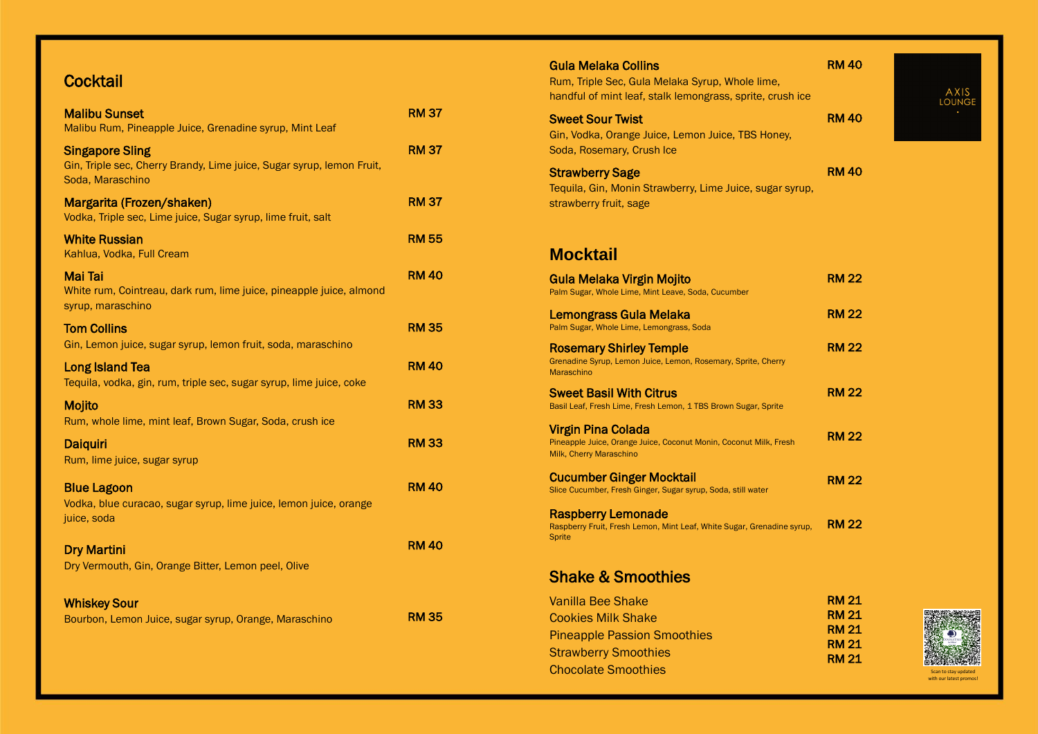## Cocktail

**Malibu Sunset** — **RM 37**
Malibu Rum, Pineapple Juice, Grenadine syrup, Mint Leaf

**Singapore Sling** — **RM 37**
Gin, Triple sec, Cherry Brandy, Lime juice, Sugar syrup, lemon Fruit, Soda, Maraschino

**Margarita (Frozen/shaken)** — **RM 37**
Vodka, Triple sec, Lime juice, Sugar syrup, lime fruit, salt

**White Russian** — **RM 55**
Kahlua, Vodka, Full Cream

**Mai Tai** — **RM 40**
White rum, Cointreau, dark rum, lime juice, pineapple juice, almond syrup, maraschino

**Tom Collins** — **RM 35**
Gin, Lemon juice, sugar syrup, lemon fruit, soda, maraschino

**Long Island Tea** — **RM 40**
Tequila, vodka, gin, rum, triple sec, sugar syrup, lime juice, coke

**Mojito** — **RM 33**
Rum, whole lime, mint leaf, Brown Sugar, Soda, crush ice

**Daiquiri** — **RM 33**
Rum, lime juice, sugar syrup

**Blue Lagoon** — **RM 40**
Vodka, blue curacao, sugar syrup, lime juice, lemon juice, orange juice, soda

**Dry Martini** — **RM 40**
Dry Vermouth, Gin, Orange Bitter, Lemon peel, Olive

**Whiskey Sour** — **RM 35**
Bourbon, Lemon Juice, sugar syrup, Orange, Maraschino

**Gula Melaka Collins** — **RM 40**
Rum, Triple Sec, Gula Melaka Syrup, Whole lime, handful of mint leaf, stalk lemongrass, sprite, crush ice

**Sweet Sour Twist** — **RM 40**
Gin, Vodka, Orange Juice, Lemon Juice, TBS Honey, Soda, Rosemary, Crush Ice

**Strawberry Sage** — **RM 40**
Tequila, Gin, Monin Strawberry, Lime Juice, sugar syrup, strawberry fruit, sage

## Mocktail

**Gula Melaka Virgin Mojito** — **RM 22**
Palm Sugar, Whole Lime, Mint Leave, Soda, Cucumber

**Lemongrass Gula Melaka** — **RM 22**
Palm Sugar, Whole Lime, Lemongrass, Soda

**Rosemary Shirley Temple** — **RM 22**
Grenadine Syrup, Lemon Juice, Lemon, Rosemary, Sprite, Cherry Maraschino

**Sweet Basil With Citrus** — **RM 22**
Basil Leaf, Fresh Lime, Fresh Lemon, 1 TBS Brown Sugar, Sprite

**Virgin Pina Colada** — **RM 22**
Pineapple Juice, Orange Juice, Coconut Monin, Coconut Milk, Fresh Milk, Cherry Maraschino

**Cucumber Ginger Mocktail** — **RM 22**
Slice Cucumber, Fresh Ginger, Sugar syrup, Soda, still water

**Raspberry Lemonade** — **RM 22**
Raspberry Fruit, Fresh Lemon, Mint Leaf, White Sugar, Grenadine syrup, Sprite

## Shake & Smoothies

| Item | Price |
| --- | --- |
| Vanilla Bee Shake | RM 21 |
| Cookies Milk Shake | RM 21 |
| Pineapple Passion Smoothies | RM 21 |
| Strawberry Smoothies | RM 21 |
| Chocolate Smoothies | RM 21 |

AXIS LOUNGE

Scan to stay updated with our latest promos!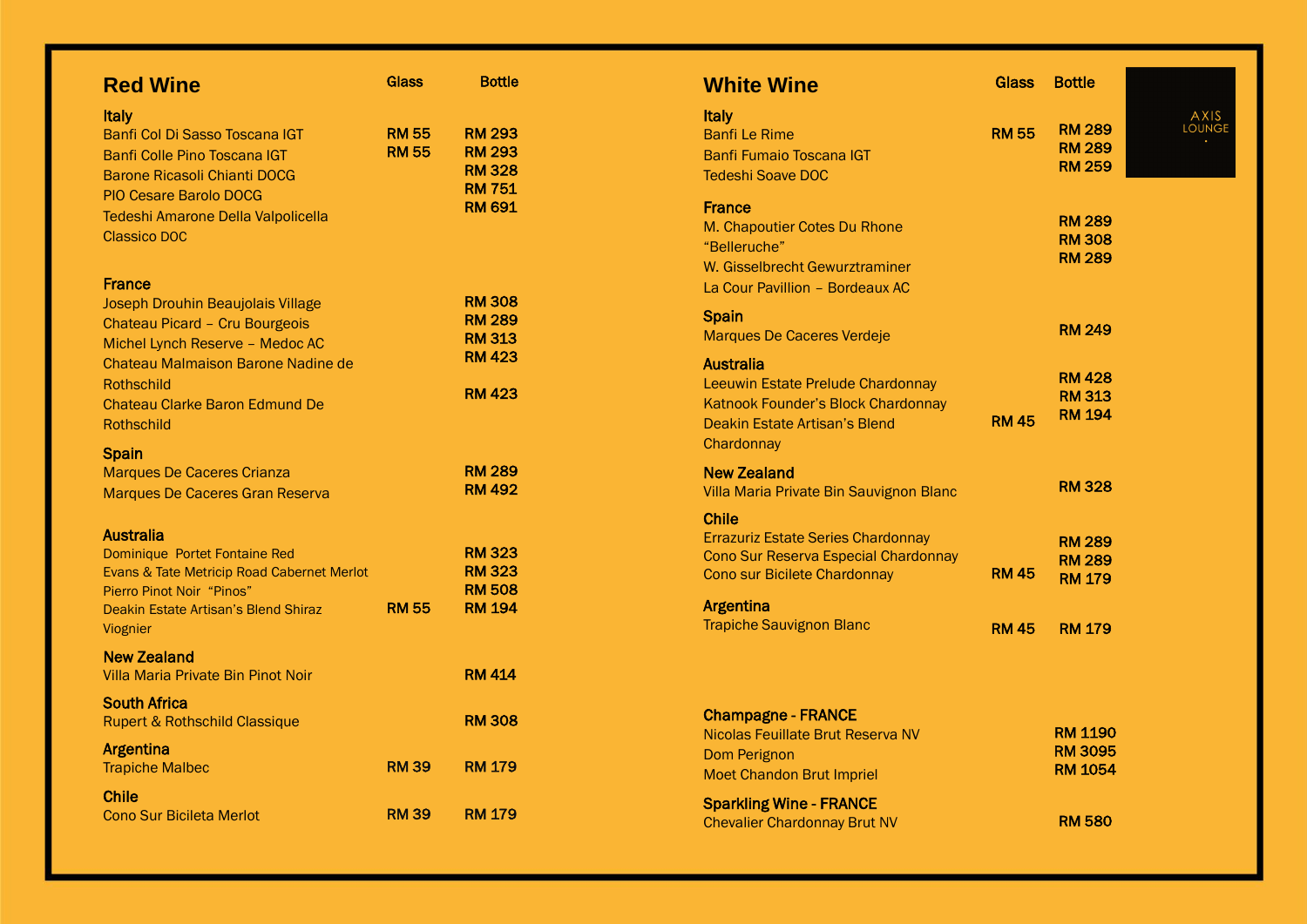AXIS LOUNGE

## Red Wine

| Red Wine | Glass | Bottle |
|---|---|---|
| **Italy** | | |
| Banfi Col Di Sasso Toscana IGT | RM 55 | RM 293 |
| Banfi Colle Pino Toscana IGT | RM 55 | RM 293 |
| Barone Ricasoli Chianti DOCG | | RM 328 |
| PIO Cesare Barolo DOCG | | RM 751 |
| Tedeshi Amarone Della Valpolicella Classico DOC | | RM 691 |
| **France** | | |
| Joseph Drouhin Beaujolais Village | | RM 308 |
| Chateau Picard – Cru Bourgeois | | RM 289 |
| Michel Lynch Reserve – Medoc AC | | RM 313 |
| Chateau Malmaison Barone Nadine de Rothschild | | RM 423 |
| Chateau Clarke Baron Edmund De Rothschild | | RM 423 |
| **Spain** | | |
| Marques De Caceres Crianza | | RM 289 |
| Marques De Caceres Gran Reserva | | RM 492 |
| **Australia** | | |
| Dominique Portet Fontaine Red | | RM 323 |
| Evans & Tate Metricip Road Cabernet Merlot | | RM 323 |
| Pierro Pinot Noir "Pinos" | | RM 508 |
| Deakin Estate Artisan's Blend Shiraz Viognier | RM 55 | RM 194 |
| **New Zealand** | | |
| Villa Maria Private Bin Pinot Noir | | RM 414 |
| **South Africa** | | |
| Rupert & Rothschild Classique | | RM 308 |
| **Argentina** | | |
| Trapiche Malbec | RM 39 | RM 179 |
| **Chile** | | |
| Cono Sur Bicileta Merlot | RM 39 | RM 179 |

## White Wine

| White Wine | Glass | Bottle |
|---|---|---|
| **Italy** | | |
| Banfi Le Rime | RM 55 | RM 289 |
| Banfi Fumaio Toscana IGT | | RM 289 |
| Tedeshi Soave DOC | | RM 259 |
| **France** | | |
| M. Chapoutier Cotes Du Rhone "Belleruche" | | RM 289 |
| W. Gisselbrecht Gewurztraminer | | RM 308 |
| La Cour Pavillion – Bordeaux AC | | RM 289 |
| **Spain** | | |
| Marques De Caceres Verdeje | | RM 249 |
| **Australia** | | |
| Leeuwin Estate Prelude Chardonnay | | RM 428 |
| Katnook Founder's Block Chardonnay | | RM 313 |
| Deakin Estate Artisan's Blend Chardonnay | RM 45 | RM 194 |
| **New Zealand** | | |
| Villa Maria Private Bin Sauvignon Blanc | | RM 328 |
| **Chile** | | |
| Errazuriz Estate Series Chardonnay | | RM 289 |
| Cono Sur Reserva Especial Chardonnay | | RM 289 |
| Cono sur Bicilete Chardonnay | RM 45 | RM 179 |
| **Argentina** | | |
| Trapiche Sauvignon Blanc | RM 45 | RM 179 |

## Champagne - FRANCE

| Champagne | Bottle |
|---|---|
| Nicolas Feuillate Brut Reserva NV | RM 1190 |
| Dom Perignon | RM 3095 |
| Moet Chandon Brut Impriel | RM 1054 |

## Sparkling Wine - FRANCE

| Sparkling Wine | Bottle |
|---|---|
| Chevalier Chardonnay Brut NV | RM 580 |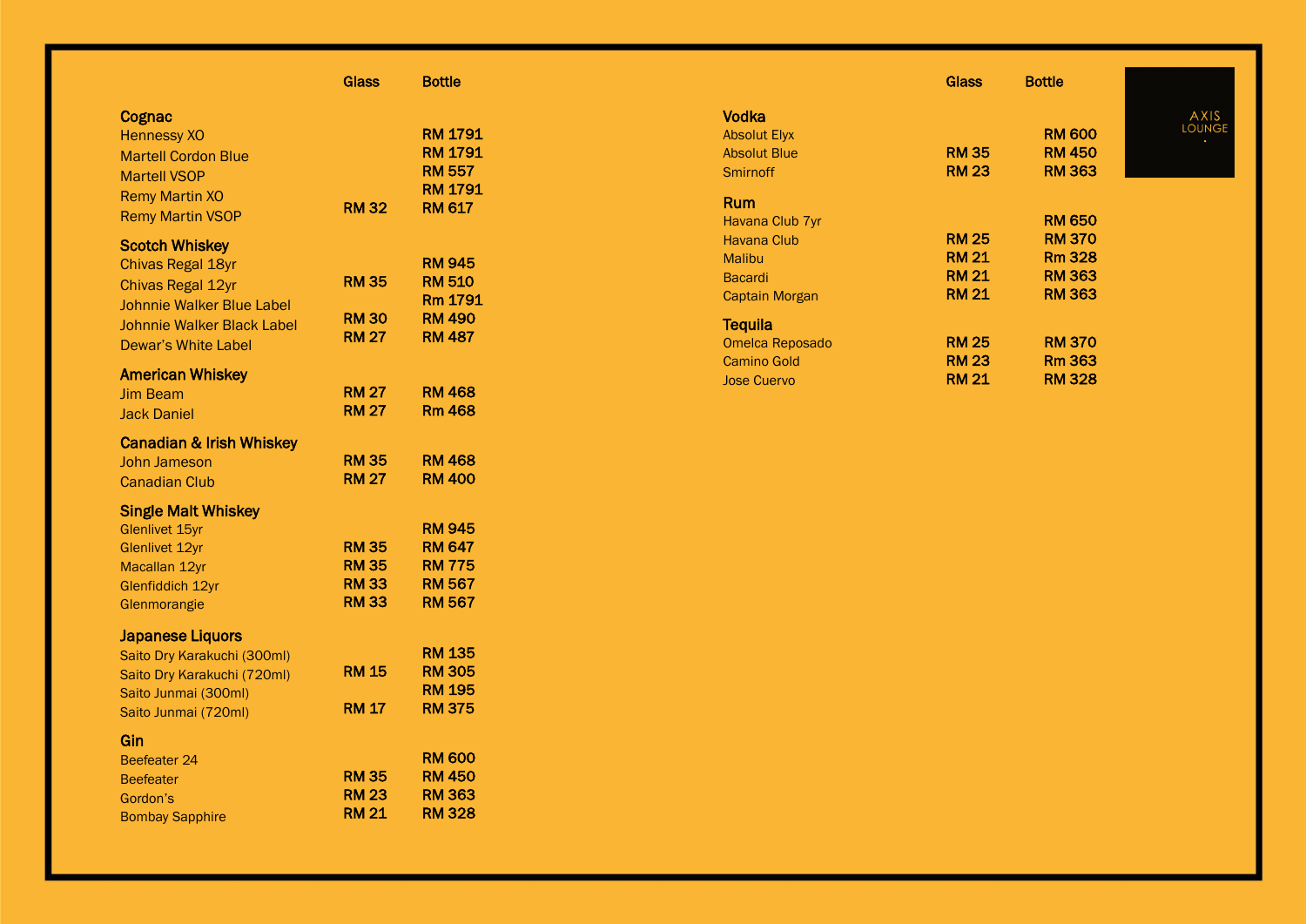AXIS LOUNGE

## Cognac

| | Glass | Bottle |
|---|---|---|
| Hennessy XO | | RM 1791 |
| Martell Cordon Blue | | RM 1791 |
| Martell VSOP | | RM 557 |
| Remy Martin XO | | RM 1791 |
| Remy Martin VSOP | RM 32 | RM 617 |

## Scotch Whiskey

| | Glass | Bottle |
|---|---|---|
| Chivas Regal 18yr | | RM 945 |
| Chivas Regal 12yr | RM 35 | RM 510 |
| Johnnie Walker Blue Label | | Rm 1791 |
| Johnnie Walker Black Label | RM 30 | RM 490 |
| Dewar's White Label | RM 27 | RM 487 |

## American Whiskey

| | Glass | Bottle |
|---|---|---|
| Jim Beam | RM 27 | RM 468 |
| Jack Daniel | RM 27 | Rm 468 |

## Canadian & Irish Whiskey

| | Glass | Bottle |
|---|---|---|
| John Jameson | RM 35 | RM 468 |
| Canadian Club | RM 27 | RM 400 |

## Single Malt Whiskey

| | Glass | Bottle |
|---|---|---|
| Glenlivet 15yr | | RM 945 |
| Glenlivet 12yr | RM 35 | RM 647 |
| Macallan 12yr | RM 35 | RM 775 |
| Glenfiddich 12yr | RM 33 | RM 567 |
| Glenmorangie | RM 33 | RM 567 |

## Japanese Liquors

| | Glass | Bottle |
|---|---|---|
| Saito Dry Karakuchi (300ml) | | RM 135 |
| Saito Dry Karakuchi (720ml) | RM 15 | RM 305 |
| Saito Junmai (300ml) | | RM 195 |
| Saito Junmai (720ml) | RM 17 | RM 375 |

## Gin

| | Glass | Bottle |
|---|---|---|
| Beefeater 24 | | RM 600 |
| Beefeater | RM 35 | RM 450 |
| Gordon's | RM 23 | RM 363 |
| Bombay Sapphire | RM 21 | RM 328 |

## Vodka

| | Glass | Bottle |
|---|---|---|
| Absolut Elyx | | RM 600 |
| Absolut Blue | RM 35 | RM 450 |
| Smirnoff | RM 23 | RM 363 |

## Rum

| | Glass | Bottle |
|---|---|---|
| Havana Club 7yr | | RM 650 |
| Havana Club | RM 25 | RM 370 |
| Malibu | RM 21 | Rm 328 |
| Bacardi | RM 21 | RM 363 |
| Captain Morgan | RM 21 | RM 363 |

## Tequila

| | Glass | Bottle |
|---|---|---|
| Omelca Reposado | RM 25 | RM 370 |
| Camino Gold | RM 23 | Rm 363 |
| Jose Cuervo | RM 21 | RM 328 |